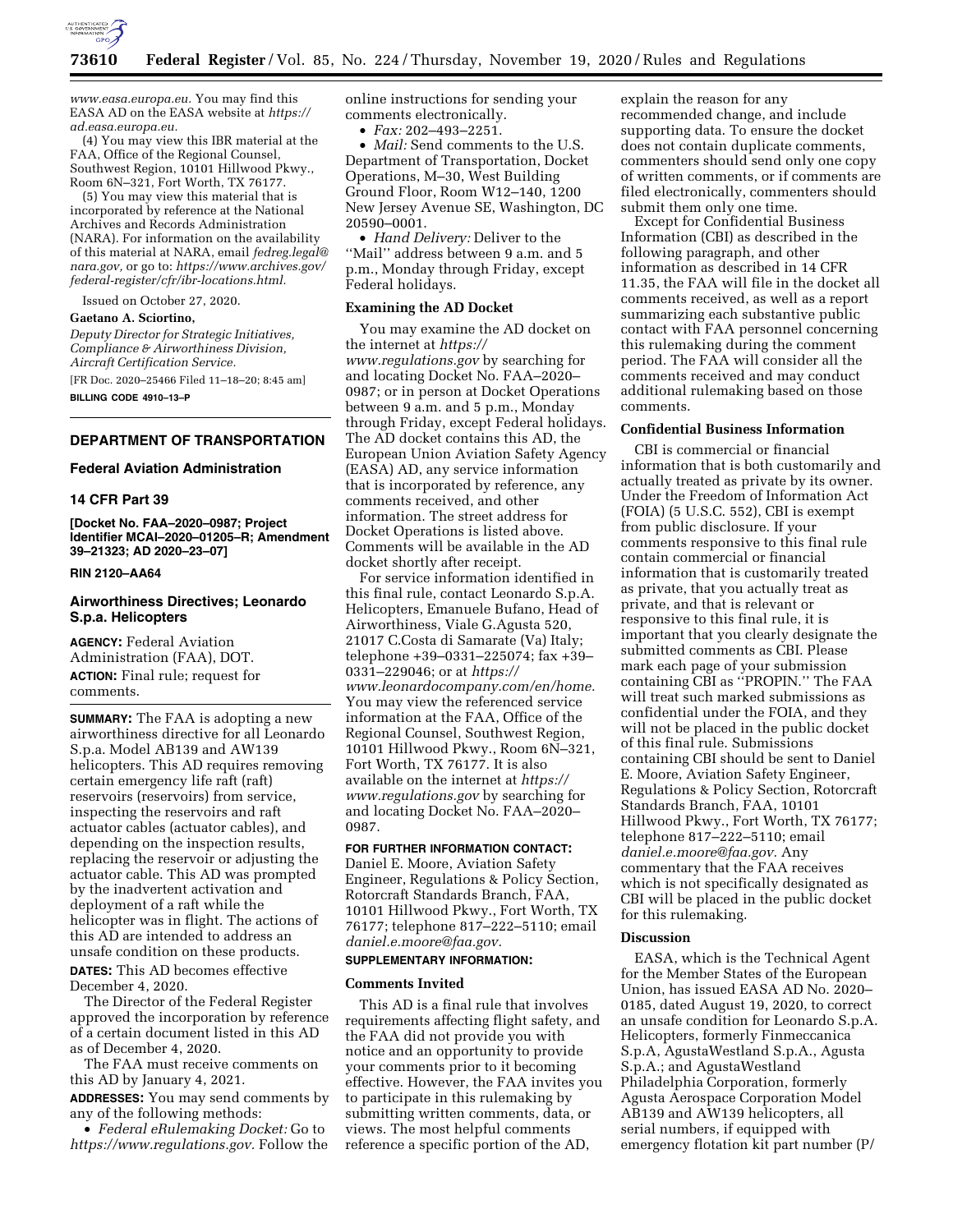*www.easa.europa.eu.* You may find this EASA AD on the EASA website at *https://ad.easa.europa.eu.*

(4) You may view this IBR material at the FAA, Office of the Regional Counsel, Southwest Region, 10101 Hillwood Pkwy., Room 6N–321, Fort Worth, TX 76177.

(5) You may view this material that is incorporated by reference at the National Archives and Records Administration (NARA). For information on the availability of this material at NARA, email *fedreg.legal@nara.gov,* or go to: *https://www.archives.gov/federal-register/cfr/ibr-locations.html.*

Issued on October 27, 2020.

**Gaetano A. Sciortino,**

*Deputy Director for Strategic Initiatives, Compliance & Airworthiness Division, Aircraft Certification Service.*

[FR Doc. 2020–25466 Filed 11–18–20; 8:45 am]

**BILLING CODE 4910–13–P**

---

## DEPARTMENT OF TRANSPORTATION

### Federal Aviation Administration

### 14 CFR Part 39

**[Docket No. FAA–2020–0987; Project Identifier MCAI–2020–01205–R; Amendment 39–21323; AD 2020–23–07]**

**RIN 2120–AA64**

### Airworthiness Directives; Leonardo S.p.a. Helicopters

**AGENCY:** Federal Aviation Administration (FAA), DOT.

**ACTION:** Final rule; request for comments.

**SUMMARY:** The FAA is adopting a new airworthiness directive for all Leonardo S.p.a. Model AB139 and AW139 helicopters. This AD requires removing certain emergency life raft (raft) reservoirs (reservoirs) from service, inspecting the reservoirs and raft actuator cables (actuator cables), and depending on the inspection results, replacing the reservoir or adjusting the actuator cable. This AD was prompted by the inadvertent activation and deployment of a raft while the helicopter was in flight. The actions of this AD are intended to address an unsafe condition on these products.

**DATES:** This AD becomes effective December 4, 2020.

The Director of the Federal Register approved the incorporation by reference of a certain document listed in this AD as of December 4, 2020.

The FAA must receive comments on this AD by January 4, 2021.

**ADDRESSES:** You may send comments by any of the following methods:

- *Federal eRulemaking Docket:* Go to *https://www.regulations.gov.* Follow the online instructions for sending your comments electronically.
- *Fax:* 202–493–2251.
- *Mail:* Send comments to the U.S. Department of Transportation, Docket Operations, M–30, West Building Ground Floor, Room W12–140, 1200 New Jersey Avenue SE, Washington, DC 20590–0001.
- *Hand Delivery:* Deliver to the ''Mail'' address between 9 a.m. and 5 p.m., Monday through Friday, except Federal holidays.

**Examining the AD Docket**

You may examine the AD docket on the internet at *https://www.regulations.gov* by searching for and locating Docket No. FAA–2020–0987; or in person at Docket Operations between 9 a.m. and 5 p.m., Monday through Friday, except Federal holidays. The AD docket contains this AD, the European Union Aviation Safety Agency (EASA) AD, any service information that is incorporated by reference, any comments received, and other information. The street address for Docket Operations is listed above. Comments will be available in the AD docket shortly after receipt.

For service information identified in this final rule, contact Leonardo S.p.A. Helicopters, Emanuele Bufano, Head of Airworthiness, Viale G.Agusta 520, 21017 C.Costa di Samarate (Va) Italy; telephone +39–0331–225074; fax +39–0331–229046; or at *https://www.leonardocompany.com/en/home.* You may view the referenced service information at the FAA, Office of the Regional Counsel, Southwest Region, 10101 Hillwood Pkwy., Room 6N–321, Fort Worth, TX 76177. It is also available on the internet at *https://www.regulations.gov* by searching for and locating Docket No. FAA–2020–0987.

**FOR FURTHER INFORMATION CONTACT:** Daniel E. Moore, Aviation Safety Engineer, Regulations & Policy Section, Rotorcraft Standards Branch, FAA, 10101 Hillwood Pkwy., Fort Worth, TX 76177; telephone 817–222–5110; email *daniel.e.moore@faa.gov.*

**SUPPLEMENTARY INFORMATION:**

**Comments Invited**

This AD is a final rule that involves requirements affecting flight safety, and the FAA did not provide you with notice and an opportunity to provide your comments prior to it becoming effective. However, the FAA invites you to participate in this rulemaking by submitting written comments, data, or views. The most helpful comments reference a specific portion of the AD, explain the reason for any recommended change, and include supporting data. To ensure the docket does not contain duplicate comments, commenters should send only one copy of written comments, or if comments are filed electronically, commenters should submit them only one time.

Except for Confidential Business Information (CBI) as described in the following paragraph, and other information as described in 14 CFR 11.35, the FAA will file in the docket all comments received, as well as a report summarizing each substantive public contact with FAA personnel concerning this rulemaking during the comment period. The FAA will consider all the comments received and may conduct additional rulemaking based on those comments.

**Confidential Business Information**

CBI is commercial or financial information that is both customarily and actually treated as private by its owner. Under the Freedom of Information Act (FOIA) (5 U.S.C. 552), CBI is exempt from public disclosure. If your comments responsive to this final rule contain commercial or financial information that is customarily treated as private, that you actually treat as private, and that is relevant or responsive to this final rule, it is important that you clearly designate the submitted comments as CBI. Please mark each page of your submission containing CBI as ''PROPIN.'' The FAA will treat such marked submissions as confidential under the FOIA, and they will not be placed in the public docket of this final rule. Submissions containing CBI should be sent to Daniel E. Moore, Aviation Safety Engineer, Regulations & Policy Section, Rotorcraft Standards Branch, FAA, 10101 Hillwood Pkwy., Fort Worth, TX 76177; telephone 817–222–5110; email *daniel.e.moore@faa.gov.* Any commentary that the FAA receives which is not specifically designated as CBI will be placed in the public docket for this rulemaking.

**Discussion**

EASA, which is the Technical Agent for the Member States of the European Union, has issued EASA AD No. 2020–0185, dated August 19, 2020, to correct an unsafe condition for Leonardo S.p.A. Helicopters, formerly Finmeccanica S.p.A, AgustaWestland S.p.A., Agusta S.p.A.; and AgustaWestland Philadelphia Corporation, formerly Agusta Aerospace Corporation Model AB139 and AW139 helicopters, all serial numbers, if equipped with emergency flotation kit part number (P/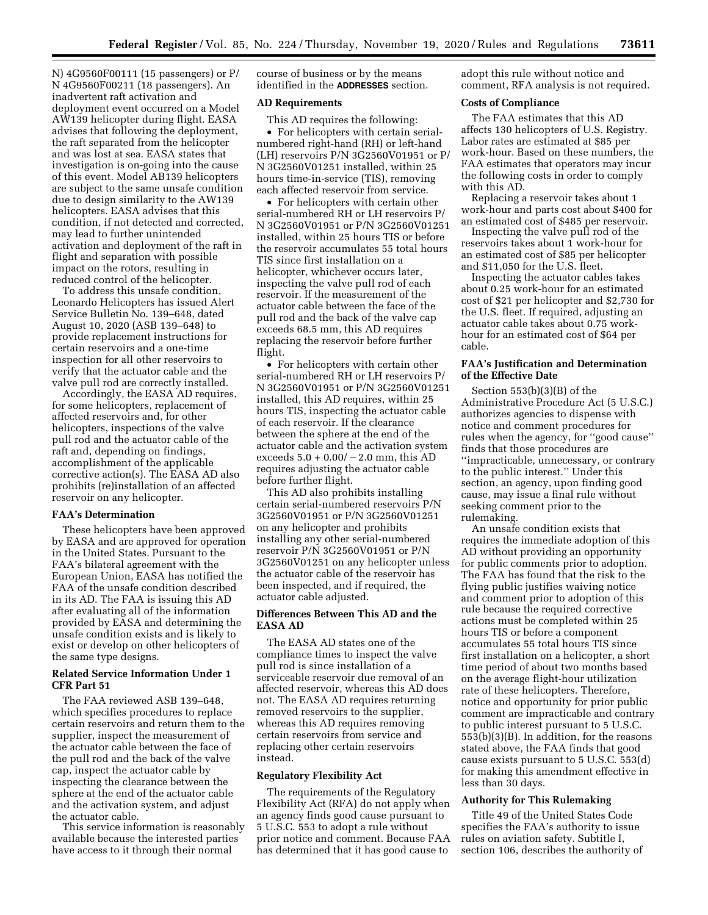N) 4G9560F00111 (15 passengers) or P/N 4G9560F00211 (18 passengers). An inadvertent raft activation and deployment event occurred on a Model AW139 helicopter during flight. EASA advises that following the deployment, the raft separated from the helicopter and was lost at sea. EASA states that investigation is on-going into the cause of this event. Model AB139 helicopters are subject to the same unsafe condition due to design similarity to the AW139 helicopters. EASA advises that this condition, if not detected and corrected, may lead to further unintended activation and deployment of the raft in flight and separation with possible impact on the rotors, resulting in reduced control of the helicopter.

To address this unsafe condition, Leonardo Helicopters has issued Alert Service Bulletin No. 139–648, dated August 10, 2020 (ASB 139–648) to provide replacement instructions for certain reservoirs and a one-time inspection for all other reservoirs to verify that the actuator cable and the valve pull rod are correctly installed.

Accordingly, the EASA AD requires, for some helicopters, replacement of affected reservoirs and, for other helicopters, inspections of the valve pull rod and the actuator cable of the raft and, depending on findings, accomplishment of the applicable corrective action(s). The EASA AD also prohibits (re)installation of an affected reservoir on any helicopter.

### FAA's Determination

These helicopters have been approved by EASA and are approved for operation in the United States. Pursuant to the FAA's bilateral agreement with the European Union, EASA has notified the FAA of the unsafe condition described in its AD. The FAA is issuing this AD after evaluating all of the information provided by EASA and determining the unsafe condition exists and is likely to exist or develop on other helicopters of the same type designs.

### Related Service Information Under 1 CFR Part 51

The FAA reviewed ASB 139–648, which specifies procedures to replace certain reservoirs and return them to the supplier, inspect the measurement of the actuator cable between the face of the pull rod and the back of the valve cap, inspect the actuator cable by inspecting the clearance between the sphere at the end of the actuator cable and the activation system, and adjust the actuator cable.

This service information is reasonably available because the interested parties have access to it through their normal course of business or by the means identified in the **ADDRESSES** section.

### AD Requirements

This AD requires the following:

- For helicopters with certain serial-numbered right-hand (RH) or left-hand (LH) reservoirs P/N 3G2560V01951 or P/N 3G2560V01251 installed, within 25 hours time-in-service (TIS), removing each affected reservoir from service.
- For helicopters with certain other serial-numbered RH or LH reservoirs P/N 3G2560V01951 or P/N 3G2560V01251 installed, within 25 hours TIS or before the reservoir accumulates 55 total hours TIS since first installation on a helicopter, whichever occurs later, inspecting the valve pull rod of each reservoir. If the measurement of the actuator cable between the face of the pull rod and the back of the valve cap exceeds 68.5 mm, this AD requires replacing the reservoir before further flight.
- For helicopters with certain other serial-numbered RH or LH reservoirs P/N 3G2560V01951 or P/N 3G2560V01251 installed, this AD requires, within 25 hours TIS, inspecting the actuator cable of each reservoir. If the clearance between the sphere at the end of the actuator cable and the activation system exceeds $5.0 + 0.00/-2.0$ mm, this AD requires adjusting the actuator cable before further flight.

This AD also prohibits installing certain serial-numbered reservoirs P/N 3G2560V01951 or P/N 3G2560V01251 on any helicopter and prohibits installing any other serial-numbered reservoir P/N 3G2560V01951 or P/N 3G2560V01251 on any helicopter unless the actuator cable of the reservoir has been inspected, and if required, the actuator cable adjusted.

### Differences Between This AD and the EASA AD

The EASA AD states one of the compliance times to inspect the valve pull rod is since installation of a serviceable reservoir due removal of an affected reservoir, whereas this AD does not. The EASA AD requires returning removed reservoirs to the supplier, whereas this AD requires removing certain reservoirs from service and replacing other certain reservoirs instead.

### Regulatory Flexibility Act

The requirements of the Regulatory Flexibility Act (RFA) do not apply when an agency finds good cause pursuant to 5 U.S.C. 553 to adopt a rule without prior notice and comment. Because FAA has determined that it has good cause to adopt this rule without notice and comment, RFA analysis is not required.

### Costs of Compliance

The FAA estimates that this AD affects 130 helicopters of U.S. Registry. Labor rates are estimated at $85 per work-hour. Based on these numbers, the FAA estimates that operators may incur the following costs in order to comply with this AD.

Replacing a reservoir takes about 1 work-hour and parts cost about $400 for an estimated cost of $485 per reservoir.

Inspecting the valve pull rod of the reservoirs takes about 1 work-hour for an estimated cost of $85 per helicopter and $11,050 for the U.S. fleet.

Inspecting the actuator cables takes about 0.25 work-hour for an estimated cost of $21 per helicopter and $2,730 for the U.S. fleet. If required, adjusting an actuator cable takes about 0.75 work-hour for an estimated cost of $64 per cable.

### FAA's Justification and Determination of the Effective Date

Section 553(b)(3)(B) of the Administrative Procedure Act (5 U.S.C.) authorizes agencies to dispense with notice and comment procedures for rules when the agency, for "good cause" finds that those procedures are "impracticable, unnecessary, or contrary to the public interest." Under this section, an agency, upon finding good cause, may issue a final rule without seeking comment prior to the rulemaking.

An unsafe condition exists that requires the immediate adoption of this AD without providing an opportunity for public comments prior to adoption. The FAA has found that the risk to the flying public justifies waiving notice and comment prior to adoption of this rule because the required corrective actions must be completed within 25 hours TIS or before a component accumulates 55 total hours TIS since first installation on a helicopter, a short time period of about two months based on the average flight-hour utilization rate of these helicopters. Therefore, notice and opportunity for prior public comment are impracticable and contrary to public interest pursuant to 5 U.S.C. 553(b)(3)(B). In addition, for the reasons stated above, the FAA finds that good cause exists pursuant to 5 U.S.C. 553(d) for making this amendment effective in less than 30 days.

### Authority for This Rulemaking

Title 49 of the United States Code specifies the FAA's authority to issue rules on aviation safety. Subtitle I, section 106, describes the authority of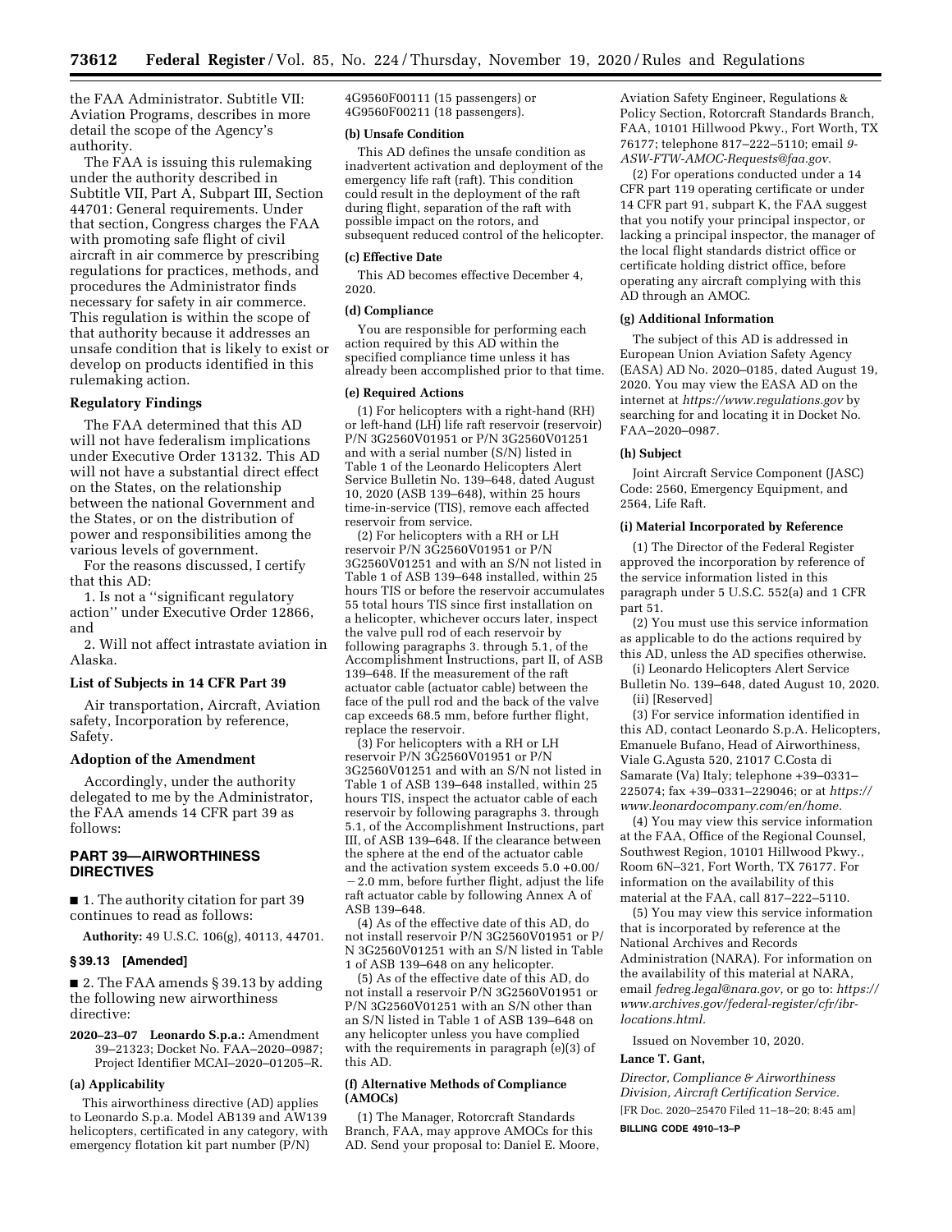the FAA Administrator. Subtitle VII: Aviation Programs, describes in more detail the scope of the Agency's authority.

The FAA is issuing this rulemaking under the authority described in Subtitle VII, Part A, Subpart III, Section 44701: General requirements. Under that section, Congress charges the FAA with promoting safe flight of civil aircraft in air commerce by prescribing regulations for practices, methods, and procedures the Administrator finds necessary for safety in air commerce. This regulation is within the scope of that authority because it addresses an unsafe condition that is likely to exist or develop on products identified in this rulemaking action.

### Regulatory Findings

The FAA determined that this AD will not have federalism implications under Executive Order 13132. This AD will not have a substantial direct effect on the States, on the relationship between the national Government and the States, or on the distribution of power and responsibilities among the various levels of government.

For the reasons discussed, I certify that this AD:

1. Is not a "significant regulatory action" under Executive Order 12866, and

2. Will not affect intrastate aviation in Alaska.

### List of Subjects in 14 CFR Part 39

Air transportation, Aircraft, Aviation safety, Incorporation by reference, Safety.

### Adoption of the Amendment

Accordingly, under the authority delegated to me by the Administrator, the FAA amends 14 CFR part 39 as follows:

## PART 39—AIRWORTHINESS DIRECTIVES

■ 1. The authority citation for part 39 continues to read as follows:

**Authority:** 49 U.S.C. 106(g), 40113, 44701.

### § 39.13 [Amended]

■ 2. The FAA amends § 39.13 by adding the following new airworthiness directive:

**2020–23–07 Leonardo S.p.a.:** Amendment 39–21323; Docket No. FAA–2020–0987; Project Identifier MCAI–2020–01205–R.

#### (a) Applicability

This airworthiness directive (AD) applies to Leonardo S.p.a. Model AB139 and AW139 helicopters, certificated in any category, with emergency flotation kit part number (P/N) 4G9560F00111 (15 passengers) or 4G9560F00211 (18 passengers).

#### (b) Unsafe Condition

This AD defines the unsafe condition as inadvertent activation and deployment of the emergency life raft (raft). This condition could result in the deployment of the raft during flight, separation of the raft with possible impact on the rotors, and subsequent reduced control of the helicopter.

#### (c) Effective Date

This AD becomes effective December 4, 2020.

#### (d) Compliance

You are responsible for performing each action required by this AD within the specified compliance time unless it has already been accomplished prior to that time.

#### (e) Required Actions

(1) For helicopters with a right-hand (RH) or left-hand (LH) life raft reservoir (reservoir) P/N 3G2560V01951 or P/N 3G2560V01251 and with a serial number (S/N) listed in Table 1 of the Leonardo Helicopters Alert Service Bulletin No. 139–648, dated August 10, 2020 (ASB 139–648), within 25 hours time-in-service (TIS), remove each affected reservoir from service.

(2) For helicopters with a RH or LH reservoir P/N 3G2560V01951 or P/N 3G2560V01251 and with an S/N not listed in Table 1 of ASB 139–648 installed, within 25 hours TIS or before the reservoir accumulates 55 total hours TIS since first installation on a helicopter, whichever occurs later, inspect the valve pull rod of each reservoir by following paragraphs 3. through 5.1, of the Accomplishment Instructions, part II, of ASB 139–648. If the measurement of the raft actuator cable (actuator cable) between the face of the pull rod and the back of the valve cap exceeds 68.5 mm, before further flight, replace the reservoir.

(3) For helicopters with a RH or LH reservoir P/N 3G2560V01951 or P/N 3G2560V01251 and with an S/N not listed in Table 1 of ASB 139–648 installed, within 25 hours TIS, inspect the actuator cable of each reservoir by following paragraphs 3. through 5.1, of the Accomplishment Instructions, part III, of ASB 139–648. If the clearance between the sphere at the end of the actuator cable and the activation system exceeds 5.0 +0.00/ −2.0 mm, before further flight, adjust the life raft actuator cable by following Annex A of ASB 139–648.

(4) As of the effective date of this AD, do not install reservoir P/N 3G2560V01951 or P/N 3G2560V01251 with an S/N listed in Table 1 of ASB 139–648 on any helicopter.

(5) As of the effective date of this AD, do not install a reservoir P/N 3G2560V01951 or P/N 3G2560V01251 with an S/N other than an S/N listed in Table 1 of ASB 139–648 on any helicopter unless you have complied with the requirements in paragraph (e)(3) of this AD.

#### (f) Alternative Methods of Compliance (AMOCs)

(1) The Manager, Rotorcraft Standards Branch, FAA, may approve AMOCs for this AD. Send your proposal to: Daniel E. Moore, Aviation Safety Engineer, Regulations & Policy Section, Rotorcraft Standards Branch, FAA, 10101 Hillwood Pkwy., Fort Worth, TX 76177; telephone 817–222–5110; email *9-ASW-FTW-AMOC-Requests@faa.gov*.

(2) For operations conducted under a 14 CFR part 119 operating certificate or under 14 CFR part 91, subpart K, the FAA suggest that you notify your principal inspector, or lacking a principal inspector, the manager of the local flight standards district office or certificate holding district office, before operating any aircraft complying with this AD through an AMOC.

#### (g) Additional Information

The subject of this AD is addressed in European Union Aviation Safety Agency (EASA) AD No. 2020–0185, dated August 19, 2020. You may view the EASA AD on the internet at *https://www.regulations.gov* by searching for and locating it in Docket No. FAA–2020–0987.

#### (h) Subject

Joint Aircraft Service Component (JASC) Code: 2560, Emergency Equipment, and 2564, Life Raft.

#### (i) Material Incorporated by Reference

(1) The Director of the Federal Register approved the incorporation by reference of the service information listed in this paragraph under 5 U.S.C. 552(a) and 1 CFR part 51.

(2) You must use this service information as applicable to do the actions required by this AD, unless the AD specifies otherwise.

(i) Leonardo Helicopters Alert Service Bulletin No. 139–648, dated August 10, 2020.

(ii) [Reserved]

(3) For service information identified in this AD, contact Leonardo S.p.A. Helicopters, Emanuele Bufano, Head of Airworthiness, Viale G.Agusta 520, 21017 C.Costa di Samarate (Va) Italy; telephone +39–0331–225074; fax +39–0331–229046; or at *https://www.leonardocompany.com/en/home*.

(4) You may view this service information at the FAA, Office of the Regional Counsel, Southwest Region, 10101 Hillwood Pkwy., Room 6N–321, Fort Worth, TX 76177. For information on the availability of this material at the FAA, call 817–222–5110.

(5) You may view this service information that is incorporated by reference at the National Archives and Records Administration (NARA). For information on the availability of this material at NARA, email *fedreg.legal@nara.gov*, or go to: *https://www.archives.gov/federal-register/cfr/ibr-locations.html*.

Issued on November 10, 2020.

**Lance T. Gant,**

*Director, Compliance & Airworthiness Division, Aircraft Certification Service.*

[FR Doc. 2020–25470 Filed 11–18–20; 8:45 am]

**BILLING CODE 4910–13–P**